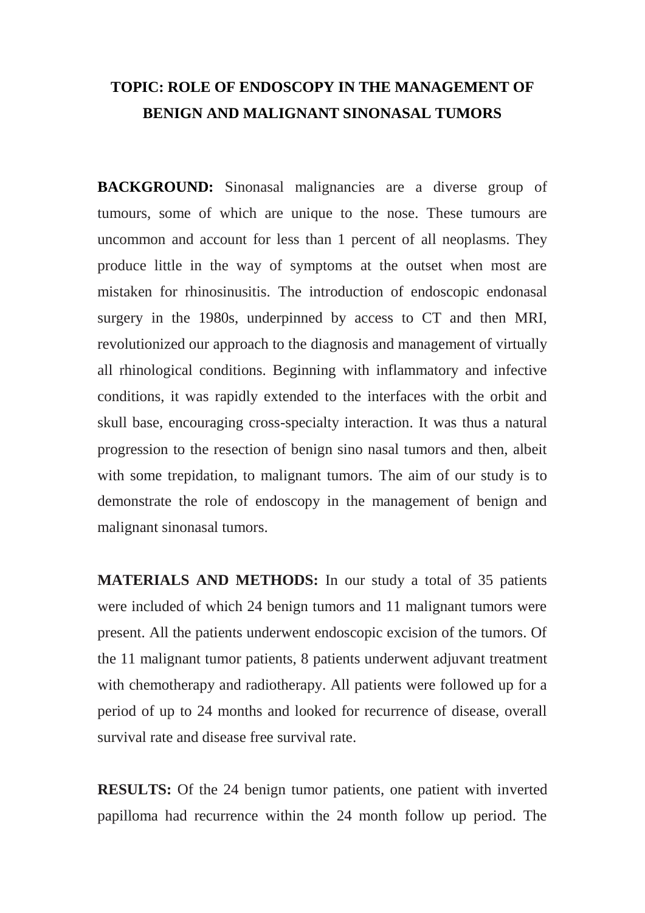# TOPIC: ROLE OF ENDOSCOPY IN THE MANAGEMENT OF BENIGN AND MALIGNANT SINONASAL TUMORS

**BACKGROUND:** Sinonasal malignancies are a diverse group of tumours, some of which are unique to the nose. These tumours are uncommon and account for less than 1 percent of all neoplasms. They produce little in the way of symptoms at the outset when most are mistaken for rhinosinusitis. The introduction of endoscopic endonasal surgery in the 1980s, underpinned by access to CT and then MRI, revolutionized our approach to the diagnosis and management of virtually all rhinological conditions. Beginning with inflammatory and infective conditions, it was rapidly extended to the interfaces with the orbit and skull base, encouraging cross-specialty interaction. It was thus a natural progression to the resection of benign sino nasal tumors and then, albeit with some trepidation, to malignant tumors. The aim of our study is to demonstrate the role of endoscopy in the management of benign and malignant sinonasal tumors.

**MATERIALS AND METHODS:** In our study a total of 35 patients were included of which 24 benign tumors and 11 malignant tumors were present. All the patients underwent endoscopic excision of the tumors. Of the 11 malignant tumor patients, 8 patients underwent adjuvant treatment with chemotherapy and radiotherapy. All patients were followed up for a period of up to 24 months and looked for recurrence of disease, overall survival rate and disease free survival rate.

**RESULTS:** Of the 24 benign tumor patients, one patient with inverted papilloma had recurrence within the 24 month follow up period. The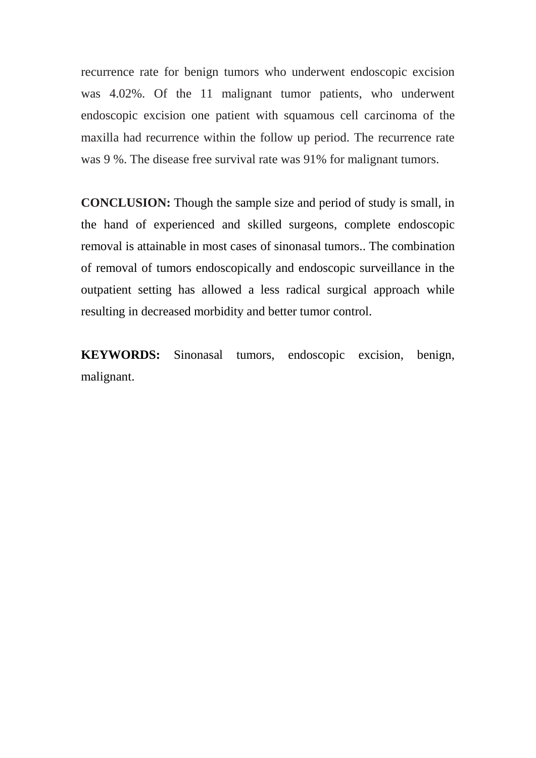recurrence rate for benign tumors who underwent endoscopic excision was 4.02%. Of the 11 malignant tumor patients, who underwent endoscopic excision one patient with squamous cell carcinoma of the maxilla had recurrence within the follow up period. The recurrence rate was 9 %. The disease free survival rate was 91% for malignant tumors.

**CONCLUSION:** Though the sample size and period of study is small, in the hand of experienced and skilled surgeons, complete endoscopic removal is attainable in most cases of sinonasal tumors.. The combination of removal of tumors endoscopically and endoscopic surveillance in the outpatient setting has allowed a less radical surgical approach while resulting in decreased morbidity and better tumor control.

**KEYWORDS:** Sinonasal tumors, endoscopic excision, benign, malignant.